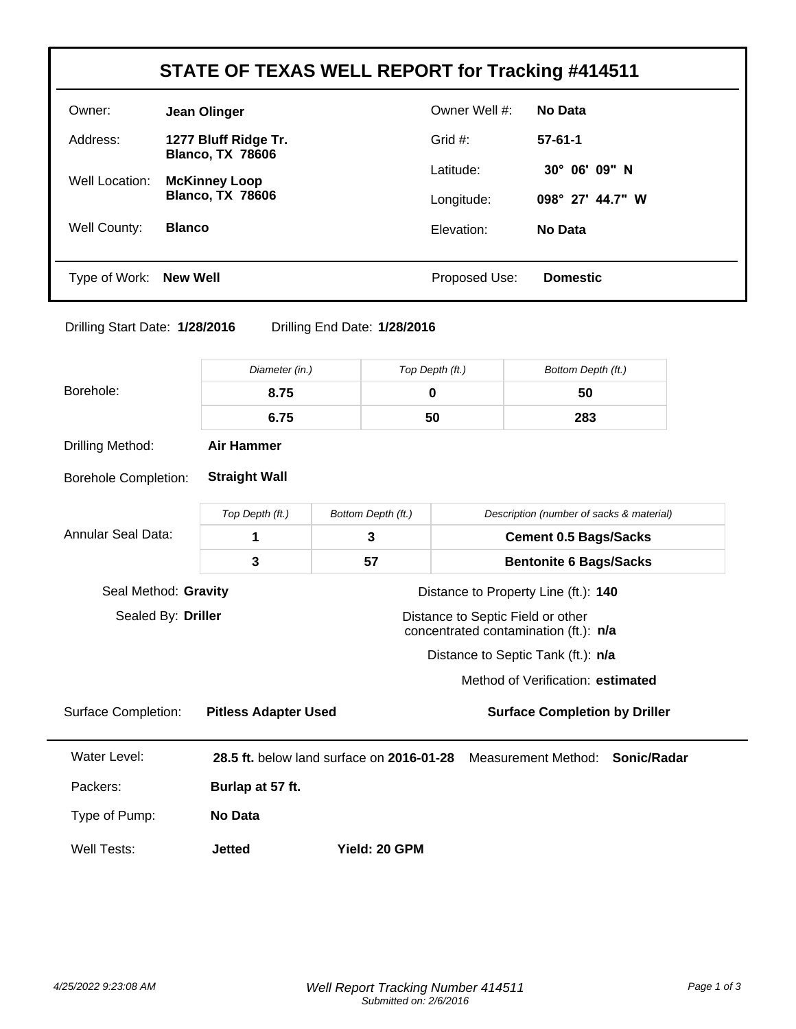# STATE OF TEXAS WELL REPORT for Tracking #414511

| | | | |
|---|---|---|---|
| Owner: | **Jean Olinger** | Owner Well #: | **No Data** |
| Address: | **1277 Bluff Ridge Tr. Blanco, TX 78606** | Grid #: | **57-61-1** |
| Well Location: | **McKinney Loop Blanco, TX 78606** | Latitude: | **30° 06' 09" N** |
| | | Longitude: | **098° 27' 44.7" W** |
| Well County: | **Blanco** | Elevation: | **No Data** |
| Type of Work: | **New Well** | Proposed Use: | **Domestic** |

Drilling Start Date: **1/28/2016** Drilling End Date: **1/28/2016**

| | *Diameter (in.)* | *Top Depth (ft.)* | *Bottom Depth (ft.)* |
|---|---|---|---|
| Borehole: | **8.75** | **0** | **50** |
| | **6.75** | **50** | **283** |

Drilling Method: **Air Hammer**

Borehole Completion: **Straight Wall**

| | *Top Depth (ft.)* | *Bottom Depth (ft.)* | *Description (number of sacks & material)* |
|---|---|---|---|
| Annular Seal Data: | **1** | **3** | **Cement 0.5 Bags/Sacks** |
| | **3** | **57** | **Bentonite 6 Bags/Sacks** |

Seal Method: **Gravity**

Sealed By: **Driller**

Distance to Property Line (ft.): **140**

Distance to Septic Field or other concentrated contamination (ft.): **n/a**

Distance to Septic Tank (ft.): **n/a**

Method of Verification: **estimated**

Surface Completion: **Pitless Adapter Used** **Surface Completion by Driller**

---

Water Level: **28.5 ft.** below land surface on **2016-01-28** Measurement Method: **Sonic/Radar**

Packers: **Burlap at 57 ft.**

Type of Pump: **No Data**

Well Tests: **Jetted** **Yield: 20 GPM**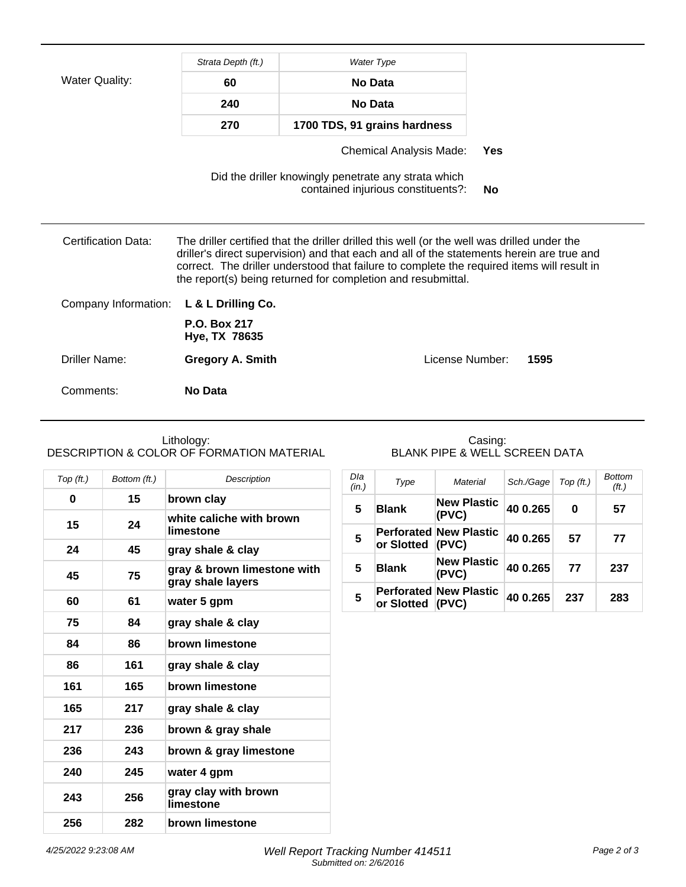**Water Quality:**

| Strata Depth (ft.) | Water Type |
| --- | --- |
| **60** | **No Data** |
| **240** | **No Data** |
| **270** | **1700 TDS, 91 grains hardness** |

Chemical Analysis Made: **Yes**

Did the driller knowingly penetrate any strata which contained injurious constituents?: **No**

---

**Certification Data:** The driller certified that the driller drilled this well (or the well was drilled under the driller's direct supervision) and that each and all of the statements herein are true and correct. The driller understood that failure to complete the required items will result in the report(s) being returned for completion and resubmittal.

**Company Information:** **L & L Drilling Co.**

**P.O. Box 217**
**Hye, TX 78635**

**Driller Name:** **Gregory A. Smith**    License Number: **1595**

**Comments:** **No Data**

---

### Lithology: DESCRIPTION & COLOR OF FORMATION MATERIAL

| Top (ft.) | Bottom (ft.) | Description |
| --- | --- | --- |
| **0** | **15** | **brown clay** |
| **15** | **24** | **white caliche with brown limestone** |
| **24** | **45** | **gray shale & clay** |
| **45** | **75** | **gray & brown limestone with gray shale layers** |
| **60** | **61** | **water 5 gpm** |
| **75** | **84** | **gray shale & clay** |
| **84** | **86** | **brown limestone** |
| **86** | **161** | **gray shale & clay** |
| **161** | **165** | **brown limestone** |
| **165** | **217** | **gray shale & clay** |
| **217** | **236** | **brown & gray shale** |
| **236** | **243** | **brown & gray limestone** |
| **240** | **245** | **water 4 gpm** |
| **243** | **256** | **gray clay with brown limestone** |
| **256** | **282** | **brown limestone** |

### Casing: BLANK PIPE & WELL SCREEN DATA

| Dia (in.) | Type | Material | Sch./Gage | Top (ft.) | Bottom (ft.) |
| --- | --- | --- | --- | --- | --- |
| **5** | **Blank** | **New Plastic (PVC)** | **40 0.265** | **0** | **57** |
| **5** | **Perforated or Slotted** | **New Plastic (PVC)** | **40 0.265** | **57** | **77** |
| **5** | **Blank** | **New Plastic (PVC)** | **40 0.265** | **77** | **237** |
| **5** | **Perforated or Slotted** | **New Plastic (PVC)** | **40 0.265** | **237** | **283** |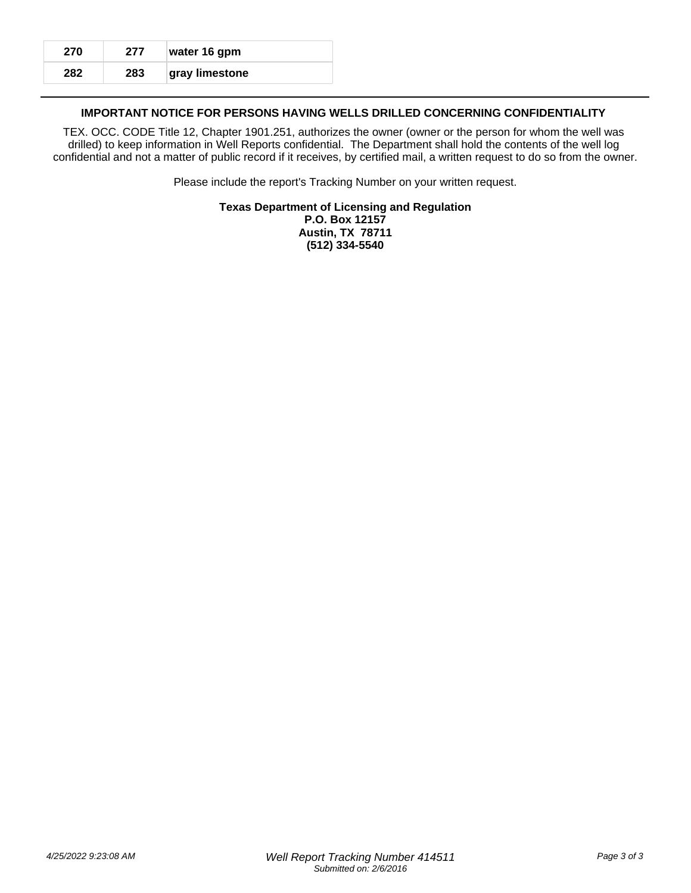| | | |
|---|---|---|
| 270 | 277 | water 16 gpm |
| 282 | 283 | gray limestone |

---

**IMPORTANT NOTICE FOR PERSONS HAVING WELLS DRILLED CONCERNING CONFIDENTIALITY**

TEX. OCC. CODE Title 12, Chapter 1901.251, authorizes the owner (owner or the person for whom the well was drilled) to keep information in Well Reports confidential. The Department shall hold the contents of the well log confidential and not a matter of public record if it receives, by certified mail, a written request to do so from the owner.

Please include the report's Tracking Number on your written request.

**Texas Department of Licensing and Regulation**
**P.O. Box 12157**
**Austin, TX 78711**
**(512) 334-5540**